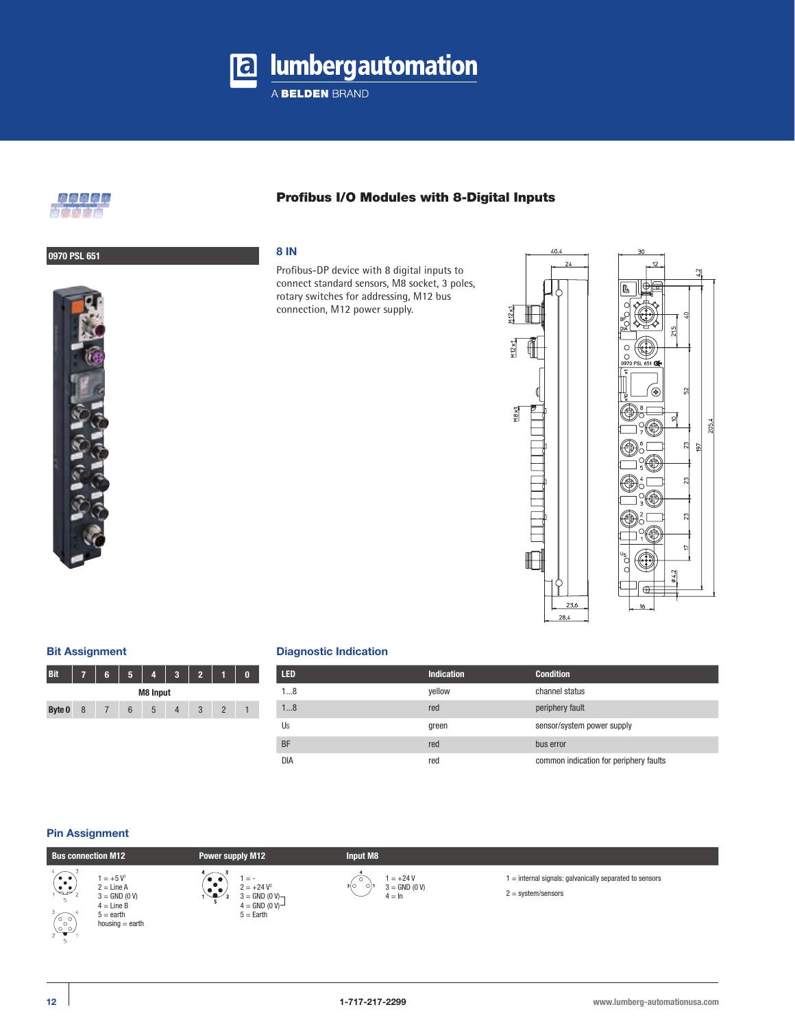# lumbergautomation

A BELDEN BRAND

## Profibus I/O Modules with 8-Digital Inputs

**0970 PSL 651**

### 8 IN

Profibus-DP device with 8 digital inputs to connect standard sensors, M8 socket, 3 poles, rotary switches for addressing, M12 bus connection, M12 power supply.

### Bit Assignment

| Bit | 7 | 6 | 5 | 4 | 3 | 2 | 1 | 0 |
|---|---|---|---|---|---|---|---|---|
| | M8 Input | | | | | | | |
| Byte 0 | 8 | 7 | 6 | 5 | 4 | 3 | 2 | 1 |

### Diagnostic Indication

| LED | Indication | Condition |
|---|---|---|
| 1...8 | yellow | channel status |
| 1...8 | red | periphery fault |
| Us | green | sensor/system power supply |
| BF | red | bus error |
| DIA | red | common indication for periphery faults |

### Pin Assignment

| Bus connection M12 | Power supply M12 | Input M8 | |
|---|---|---|---|
| 1 = +5 V[1]<br>2 = Line A<br>3 = GND (0 V)<br>4 = Line B<br>5 = earth<br>housing = earth | 1 = -<br>2 = +24 V[2]<br>3 = GND (0 V)<br>4 = GND (0 V)<br>5 = Earth | 1 = +24 V<br>3 = GND (0 V)<br>4 = In | 1 = internal signals: galvanically separated to sensors<br>2 = system/sensors |

1-717-217-2299

www.lumberg-automationusa.com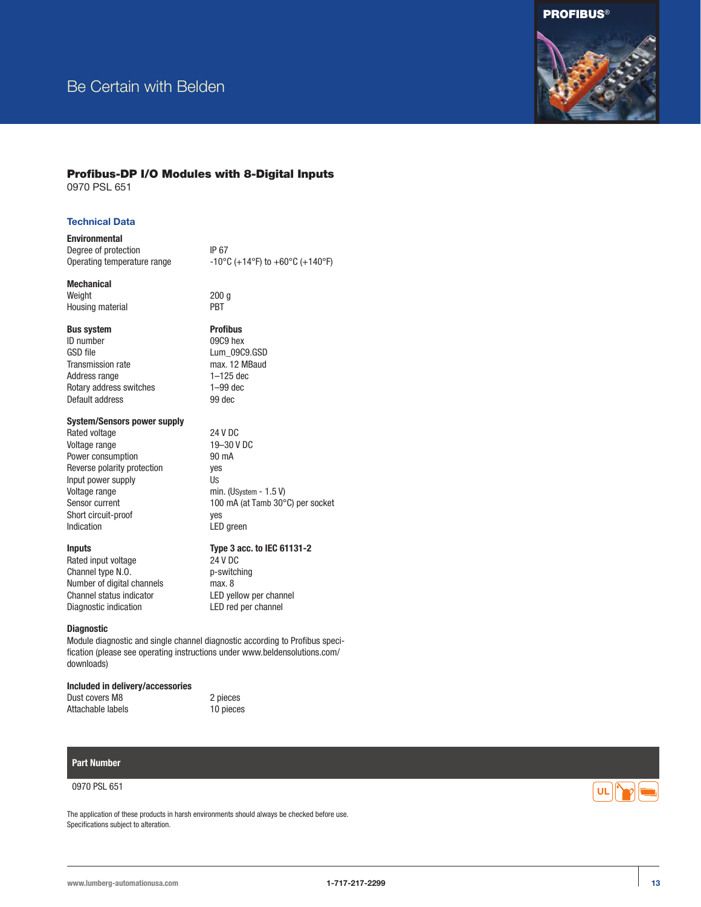Be Certain with Belden

PROFIBUS®

## Profibus-DP I/O Modules with 8-Digital Inputs

0970 PSL 651

### Technical Data

| | |
|---|---|
| **Environmental** | |
| Degree of protection | IP 67 |
| Operating temperature range | -10°C (+14°F) to +60°C (+140°F) |
| **Mechanical** | |
| Weight | 200 g |
| Housing material | PBT |
| **Bus system** | **Profibus** |
| ID number | 09C9 hex |
| GSD file | Lum_09C9.GSD |
| Transmission rate | max. 12 MBaud |
| Address range | 1–125 dec |
| Rotary address switches | 1–99 dec |
| Default address | 99 dec |
| **System/Sensors power supply** | |
| Rated voltage | 24 V DC |
| Voltage range | 19–30 V DC |
| Power consumption | 90 mA |
| Reverse polarity protection | yes |
| Input power supply | Us |
| Voltage range | min. ($U_{System}$ - 1.5 V) |
| Sensor current | 100 mA (at Tamb 30°C) per socket |
| Short circuit-proof | yes |
| Indication | LED green |
| **Inputs** | **Type 3 acc. to IEC 61131-2** |
| Rated input voltage | 24 V DC |
| Channel type N.O. | p-switching |
| Number of digital channels | max. 8 |
| Channel status indicator | LED yellow per channel |
| Diagnostic indication | LED red per channel |

**Diagnostic**

Module diagnostic and single channel diagnostic according to Profibus specification (please see operating instructions under www.beldensolutions.com/downloads)

| | |
|---|---|
| **Included in delivery/accessories** | |
| Dust covers M8 | 2 pieces |
| Attachable labels | 10 pieces |

| Part Number |
|---|
| 0970 PSL 651 |

The application of these products in harsh environments should always be checked before use.
Specifications subject to alteration.